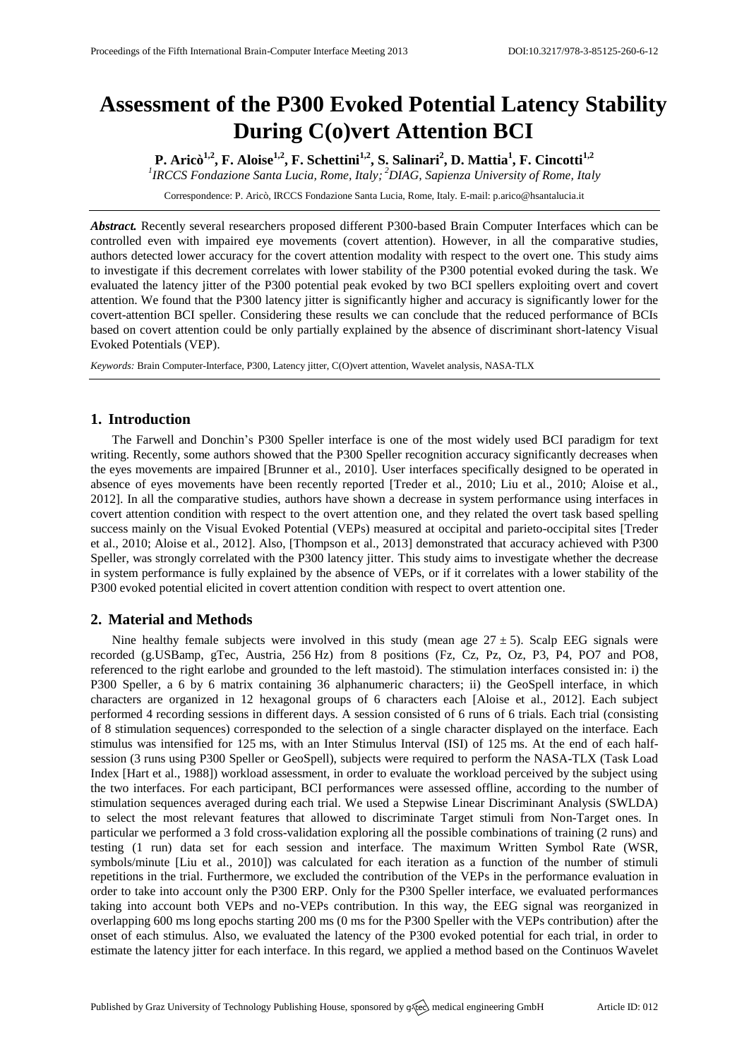# Assessment of the P300 Evoked Potential Latency Stability During C(o)vert Attention BCI

**P. Aricò[1,2], F. Aloise[1,2], F. Schettini[1,2], S. Salinari[2], D. Mattia[1], F. Cincotti[1,2]**

*[1]IRCCS Fondazione Santa Lucia, Rome, Italy; [2]DIAG, Sapienza University of Rome, Italy*

Correspondence: P. Aricò, IRCCS Fondazione Santa Lucia, Rome, Italy. E-mail: p.arico@hsantalucia.it

***Abstract.*** Recently several researchers proposed different P300-based Brain Computer Interfaces which can be controlled even with impaired eye movements (covert attention). However, in all the comparative studies, authors detected lower accuracy for the covert attention modality with respect to the overt one. This study aims to investigate if this decrement correlates with lower stability of the P300 potential evoked during the task. We evaluated the latency jitter of the P300 potential peak evoked by two BCI spellers exploiting overt and covert attention. We found that the P300 latency jitter is significantly higher and accuracy is significantly lower for the covert-attention BCI speller. Considering these results we can conclude that the reduced performance of BCIs based on covert attention could be only partially explained by the absence of discriminant short-latency Visual Evoked Potentials (VEP).

*Keywords:* Brain Computer-Interface, P300, Latency jitter, C(O)vert attention, Wavelet analysis, NASA-TLX

## 1. Introduction

The Farwell and Donchin's P300 Speller interface is one of the most widely used BCI paradigm for text writing. Recently, some authors showed that the P300 Speller recognition accuracy significantly decreases when the eyes movements are impaired [Brunner et al., 2010]. User interfaces specifically designed to be operated in absence of eyes movements have been recently reported [Treder et al., 2010; Liu et al., 2010; Aloise et al., 2012]. In all the comparative studies, authors have shown a decrease in system performance using interfaces in covert attention condition with respect to the overt attention one, and they related the overt task based spelling success mainly on the Visual Evoked Potential (VEPs) measured at occipital and parieto-occipital sites [Treder et al., 2010; Aloise et al., 2012]. Also, [Thompson et al., 2013] demonstrated that accuracy achieved with P300 Speller, was strongly correlated with the P300 latency jitter. This study aims to investigate whether the decrease in system performance is fully explained by the absence of VEPs, or if it correlates with a lower stability of the P300 evoked potential elicited in covert attention condition with respect to overt attention one.

## 2. Material and Methods

Nine healthy female subjects were involved in this study (mean age $27 \pm 5$). Scalp EEG signals were recorded (g.USBamp, gTec, Austria, 256 Hz) from 8 positions (Fz, Cz, Pz, Oz, P3, P4, PO7 and PO8, referenced to the right earlobe and grounded to the left mastoid). The stimulation interfaces consisted in: i) the P300 Speller, a 6 by 6 matrix containing 36 alphanumeric characters; ii) the GeoSpell interface, in which characters are organized in 12 hexagonal groups of 6 characters each [Aloise et al., 2012]. Each subject performed 4 recording sessions in different days. A session consisted of 6 runs of 6 trials. Each trial (consisting of 8 stimulation sequences) corresponded to the selection of a single character displayed on the interface. Each stimulus was intensified for 125 ms, with an Inter Stimulus Interval (ISI) of 125 ms. At the end of each half-session (3 runs using P300 Speller or GeoSpell), subjects were required to perform the NASA-TLX (Task Load Index [Hart et al., 1988]) workload assessment, in order to evaluate the workload perceived by the subject using the two interfaces. For each participant, BCI performances were assessed offline, according to the number of stimulation sequences averaged during each trial. We used a Stepwise Linear Discriminant Analysis (SWLDA) to select the most relevant features that allowed to discriminate Target stimuli from Non-Target ones. In particular we performed a 3 fold cross-validation exploring all the possible combinations of training (2 runs) and testing (1 run) data set for each session and interface. The maximum Written Symbol Rate (WSR, symbols/minute [Liu et al., 2010]) was calculated for each iteration as a function of the number of stimuli repetitions in the trial. Furthermore, we excluded the contribution of the VEPs in the performance evaluation in order to take into account only the P300 ERP. Only for the P300 Speller interface, we evaluated performances taking into account both VEPs and no-VEPs contribution. In this way, the EEG signal was reorganized in overlapping 600 ms long epochs starting 200 ms (0 ms for the P300 Speller with the VEPs contribution) after the onset of each stimulus. Also, we evaluated the latency of the P300 evoked potential for each trial, in order to estimate the latency jitter for each interface. In this regard, we applied a method based on the Continuos Wavelet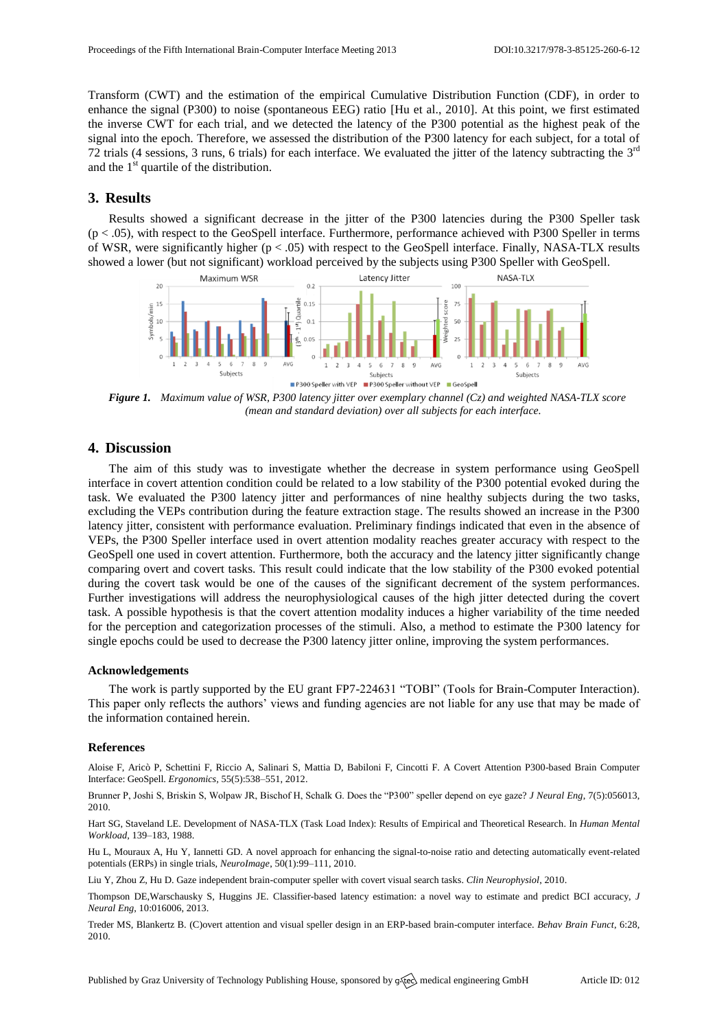Transform (CWT) and the estimation of the empirical Cumulative Distribution Function (CDF), in order to enhance the signal (P300) to noise (spontaneous EEG) ratio [Hu et al., 2010]. At this point, we first estimated the inverse CWT for each trial, and we detected the latency of the P300 potential as the highest peak of the signal into the epoch. Therefore, we assessed the distribution of the P300 latency for each subject, for a total of 72 trials (4 sessions, 3 runs, 6 trials) for each interface. We evaluated the jitter of the latency subtracting the 3rd and the 1st quartile of the distribution.

## 3. Results

Results showed a significant decrease in the jitter of the P300 latencies during the P300 Speller task ($p < .05$), with respect to the GeoSpell interface. Furthermore, performance achieved with P300 Speller in terms of WSR, were significantly higher ($p < .05$) with respect to the GeoSpell interface. Finally, NASA-TLX results showed a lower (but not significant) workload perceived by the subjects using P300 Speller with GeoSpell.

Maximum WSR
Symbols/min
20
15
10
5
0
1 2 3 4 5 6 7 8 9 AVG
Subjects

Latency Jitter
(3th - 1st) Quartile
0.2
0.15
0.1
0.05
0
1 2 3 4 5 6 7 8 9 AVG
Subjects

NASA-TLX
Weighted score
100
75
50
25
0
1 2 3 4 5 6 7 8 9 AVG
Subjects

P300 Speller with VEP | P300 Speller without VEP | GeoSpell

***Figure 1.*** *Maximum value of WSR, P300 latency jitter over exemplary channel (Cz) and weighted NASA-TLX score (mean and standard deviation) over all subjects for each interface.*

## 4. Discussion

The aim of this study was to investigate whether the decrease in system performance using GeoSpell interface in covert attention condition could be related to a low stability of the P300 potential evoked during the task. We evaluated the P300 latency jitter and performances of nine healthy subjects during the two tasks, excluding the VEPs contribution during the feature extraction stage. The results showed an increase in the P300 latency jitter, consistent with performance evaluation. Preliminary findings indicated that even in the absence of VEPs, the P300 Speller interface used in overt attention modality reaches greater accuracy with respect to the GeoSpell one used in covert attention. Furthermore, both the accuracy and the latency jitter significantly change comparing overt and covert tasks. This result could indicate that the low stability of the P300 evoked potential during the covert task would be one of the causes of the significant decrement of the system performances. Further investigations will address the neurophysiological causes of the high jitter detected during the covert task. A possible hypothesis is that the covert attention modality induces a higher variability of the time needed for the perception and categorization processes of the stimuli. Also, a method to estimate the P300 latency for single epochs could be used to decrease the P300 latency jitter online, improving the system performances.

#### Acknowledgements

The work is partly supported by the EU grant FP7-224631 "TOBI" (Tools for Brain-Computer Interaction). This paper only reflects the authors' views and funding agencies are not liable for any use that may be made of the information contained herein.

#### References

Aloise F, Aricò P, Schettini F, Riccio A, Salinari S, Mattia D, Babiloni F, Cincotti F. A Covert Attention P300-based Brain Computer Interface: GeoSpell. *Ergonomics*, 55(5):538–551, 2012.

Brunner P, Joshi S, Briskin S, Wolpaw JR, Bischof H, Schalk G. Does the "P300" speller depend on eye gaze? *J Neural Eng*, 7(5):056013, 2010.

Hart SG, Staveland LE. Development of NASA-TLX (Task Load Index): Results of Empirical and Theoretical Research. In *Human Mental Workload*, 139–183, 1988.

Hu L, Mouraux A, Hu Y, Iannetti GD. A novel approach for enhancing the signal-to-noise ratio and detecting automatically event-related potentials (ERPs) in single trials, *NeuroImage*, 50(1):99–111, 2010.

Liu Y, Zhou Z, Hu D. Gaze independent brain-computer speller with covert visual search tasks. *Clin Neurophysiol*, 2010.

Thompson DE,Warschausky S, Huggins JE. Classifier-based latency estimation: a novel way to estimate and predict BCI accuracy, *J Neural Eng*, 10:016006, 2013.

Treder MS, Blankertz B. (C)overt attention and visual speller design in an ERP-based brain-computer interface. *Behav Brain Funct*, 6:28, 2010.